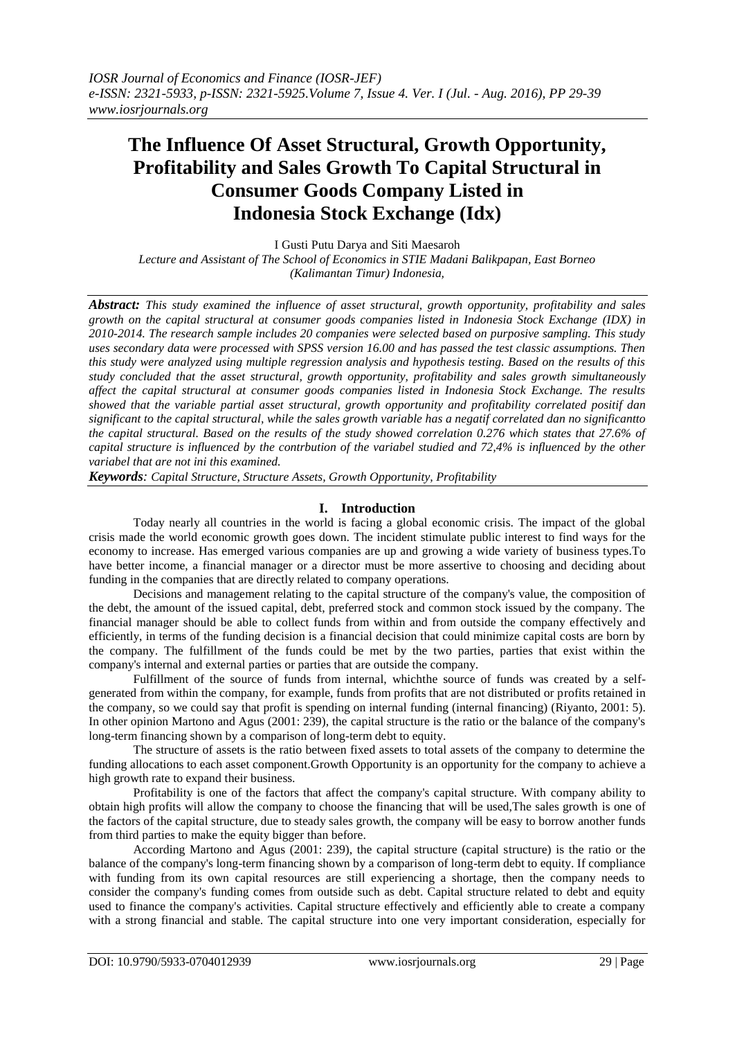# The Influence Of Asset Structural, Growth Opportunity, Profitability and Sales Growth To Capital Structural in Consumer Goods Company Listed in Indonesia Stock Exchange (Idx)

I Gusti Putu Darya and Siti Maesaroh

*Lecture and Assistant of The School of Economics in STIE Madani Balikpapan, East Borneo (Kalimantan Timur) Indonesia,*

***Abstract:*** *This study examined the influence of asset structural, growth opportunity, profitability and sales growth on the capital structural at consumer goods companies listed in Indonesia Stock Exchange (IDX) in 2010-2014. The research sample includes 20 companies were selected based on purposive sampling. This study uses secondary data were processed with SPSS version 16.00 and has passed the test classic assumptions. Then this study were analyzed using multiple regression analysis and hypothesis testing. Based on the results of this study concluded that the asset structural, growth opportunity, profitability and sales growth simultaneously affect the capital structural at consumer goods companies listed in Indonesia Stock Exchange. The results showed that the variable partial asset structural, growth opportunity and profitability correlated positif dan significant to the capital structural, while the sales growth variable has a negatif correlated dan no significantto the capital structural. Based on the results of the study showed correlation 0.276 which states that 27.6% of capital structure is influenced by the contrbution of the variabel studied and 72,4% is influenced by the other variabel that are not ini this examined.*

***Keywords****: Capital Structure, Structure Assets, Growth Opportunity, Profitability*

## I. Introduction

Today nearly all countries in the world is facing a global economic crisis. The impact of the global crisis made the world economic growth goes down. The incident stimulate public interest to find ways for the economy to increase. Has emerged various companies are up and growing a wide variety of business types.To have better income, a financial manager or a director must be more assertive to choosing and deciding about funding in the companies that are directly related to company operations.

Decisions and management relating to the capital structure of the company's value, the composition of the debt, the amount of the issued capital, debt, preferred stock and common stock issued by the company. The financial manager should be able to collect funds from within and from outside the company effectively and efficiently, in terms of the funding decision is a financial decision that could minimize capital costs are born by the company. The fulfillment of the funds could be met by the two parties, parties that exist within the company's internal and external parties or parties that are outside the company.

Fulfillment of the source of funds from internal, whichthe source of funds was created by a self-generated from within the company, for example, funds from profits that are not distributed or profits retained in the company, so we could say that profit is spending on internal funding (internal financing) (Riyanto, 2001: 5). In other opinion Martono and Agus (2001: 239), the capital structure is the ratio or the balance of the company's long-term financing shown by a comparison of long-term debt to equity.

The structure of assets is the ratio between fixed assets to total assets of the company to determine the funding allocations to each asset component.Growth Opportunity is an opportunity for the company to achieve a high growth rate to expand their business.

Profitability is one of the factors that affect the company's capital structure. With company ability to obtain high profits will allow the company to choose the financing that will be used,The sales growth is one of the factors of the capital structure, due to steady sales growth, the company will be easy to borrow another funds from third parties to make the equity bigger than before.

According Martono and Agus (2001: 239), the capital structure (capital structure) is the ratio or the balance of the company's long-term financing shown by a comparison of long-term debt to equity. If compliance with funding from its own capital resources are still experiencing a shortage, then the company needs to consider the company's funding comes from outside such as debt. Capital structure related to debt and equity used to finance the company's activities. Capital structure effectively and efficiently able to create a company with a strong financial and stable. The capital structure into one very important consideration, especially for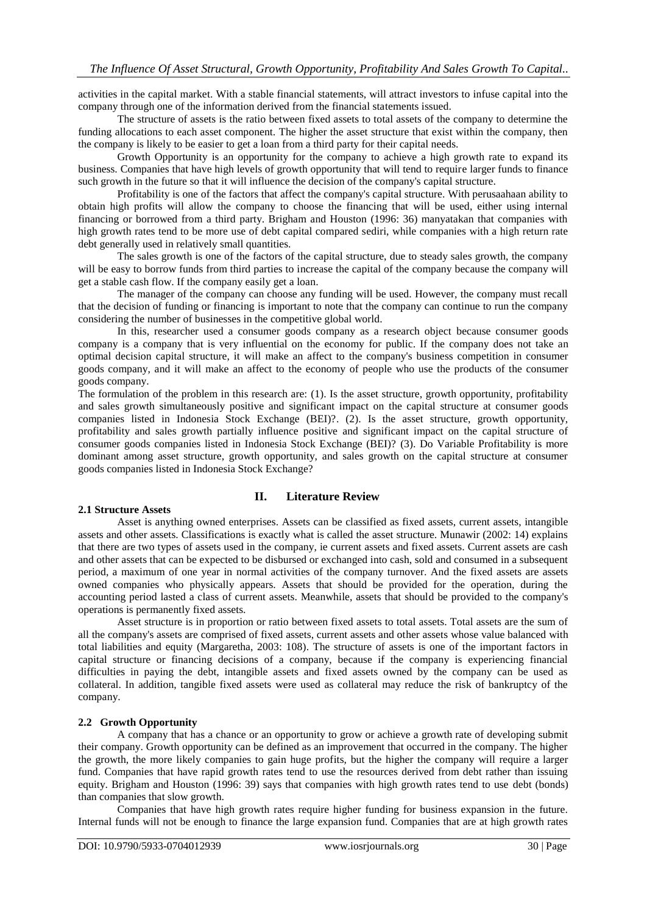activities in the capital market. With a stable financial statements, will attract investors to infuse capital into the company through one of the information derived from the financial statements issued.

The structure of assets is the ratio between fixed assets to total assets of the company to determine the funding allocations to each asset component. The higher the asset structure that exist within the company, then the company is likely to be easier to get a loan from a third party for their capital needs.

Growth Opportunity is an opportunity for the company to achieve a high growth rate to expand its business. Companies that have high levels of growth opportunity that will tend to require larger funds to finance such growth in the future so that it will influence the decision of the company's capital structure.

Profitability is one of the factors that affect the company's capital structure. With perusaahaan ability to obtain high profits will allow the company to choose the financing that will be used, either using internal financing or borrowed from a third party. Brigham and Houston (1996: 36) manyatakan that companies with high growth rates tend to be more use of debt capital compared sediri, while companies with a high return rate debt generally used in relatively small quantities.

The sales growth is one of the factors of the capital structure, due to steady sales growth, the company will be easy to borrow funds from third parties to increase the capital of the company because the company will get a stable cash flow. If the company easily get a loan.

The manager of the company can choose any funding will be used. However, the company must recall that the decision of funding or financing is important to note that the company can continue to run the company considering the number of businesses in the competitive global world.

In this, researcher used a consumer goods company as a research object because consumer goods company is a company that is very influential on the economy for public. If the company does not take an optimal decision capital structure, it will make an affect to the company's business competition in consumer goods company, and it will make an affect to the economy of people who use the products of the consumer goods company.

The formulation of the problem in this research are: (1). Is the asset structure, growth opportunity, profitability and sales growth simultaneously positive and significant impact on the capital structure at consumer goods companies listed in Indonesia Stock Exchange (BEI)?. (2). Is the asset structure, growth opportunity, profitability and sales growth partially influence positive and significant impact on the capital structure of consumer goods companies listed in Indonesia Stock Exchange (BEI)? (3). Do Variable Profitability is more dominant among asset structure, growth opportunity, and sales growth on the capital structure at consumer goods companies listed in Indonesia Stock Exchange?

## II. Literature Review

### 2.1 Structure Assets

Asset is anything owned enterprises. Assets can be classified as fixed assets, current assets, intangible assets and other assets. Classifications is exactly what is called the asset structure. Munawir (2002: 14) explains that there are two types of assets used in the company, ie current assets and fixed assets. Current assets are cash and other assets that can be expected to be disbursed or exchanged into cash, sold and consumed in a subsequent period, a maximum of one year in normal activities of the company turnover. And the fixed assets are assets owned companies who physically appears. Assets that should be provided for the operation, during the accounting period lasted a class of current assets. Meanwhile, assets that should be provided to the company's operations is permanently fixed assets.

Asset structure is in proportion or ratio between fixed assets to total assets. Total assets are the sum of all the company's assets are comprised of fixed assets, current assets and other assets whose value balanced with total liabilities and equity (Margaretha, 2003: 108). The structure of assets is one of the important factors in capital structure or financing decisions of a company, because if the company is experiencing financial difficulties in paying the debt, intangible assets and fixed assets owned by the company can be used as collateral. In addition, tangible fixed assets were used as collateral may reduce the risk of bankruptcy of the company.

### 2.2 Growth Opportunity

A company that has a chance or an opportunity to grow or achieve a growth rate of developing submit their company. Growth opportunity can be defined as an improvement that occurred in the company. The higher the growth, the more likely companies to gain huge profits, but the higher the company will require a larger fund. Companies that have rapid growth rates tend to use the resources derived from debt rather than issuing equity. Brigham and Houston (1996: 39) says that companies with high growth rates tend to use debt (bonds) than companies that slow growth.

Companies that have high growth rates require higher funding for business expansion in the future. Internal funds will not be enough to finance the large expansion fund. Companies that are at high growth rates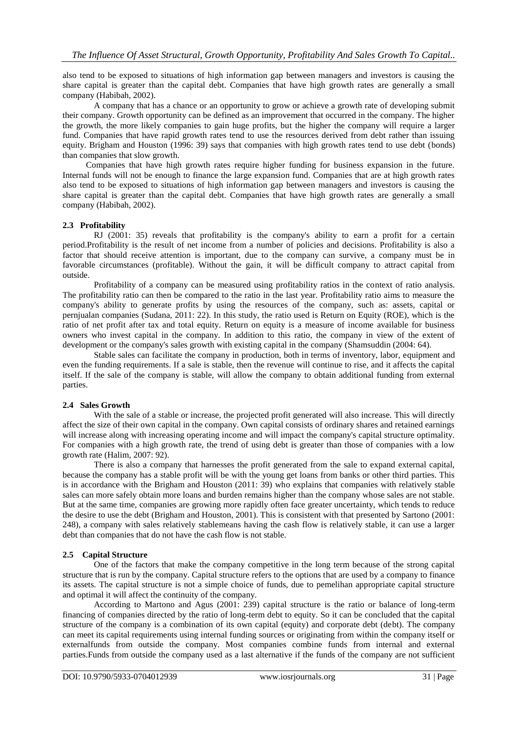also tend to be exposed to situations of high information gap between managers and investors is causing the share capital is greater than the capital debt. Companies that have high growth rates are generally a small company (Habibah, 2002).

A company that has a chance or an opportunity to grow or achieve a growth rate of developing submit their company. Growth opportunity can be defined as an improvement that occurred in the company. The higher the growth, the more likely companies to gain huge profits, but the higher the company will require a larger fund. Companies that have rapid growth rates tend to use the resources derived from debt rather than issuing equity. Brigham and Houston (1996: 39) says that companies with high growth rates tend to use debt (bonds) than companies that slow growth.

Companies that have high growth rates require higher funding for business expansion in the future. Internal funds will not be enough to finance the large expansion fund. Companies that are at high growth rates also tend to be exposed to situations of high information gap between managers and investors is causing the share capital is greater than the capital debt. Companies that have high growth rates are generally a small company (Habibah, 2002).

### 2.3 Profitability

RJ (2001: 35) reveals that profitability is the company's ability to earn a profit for a certain period.Profitability is the result of net income from a number of policies and decisions. Profitability is also a factor that should receive attention is important, due to the company can survive, a company must be in favorable circumstances (profitable). Without the gain, it will be difficult company to attract capital from outside.

Profitability of a company can be measured using profitability ratios in the context of ratio analysis. The profitability ratio can then be compared to the ratio in the last year. Profitability ratio aims to measure the company's ability to generate profits by using the resources of the company, such as: assets, capital or pernjualan companies (Sudana, 2011: 22). In this study, the ratio used is Return on Equity (ROE), which is the ratio of net profit after tax and total equity. Return on equity is a measure of income available for business owners who invest capital in the company. In addition to this ratio, the company in view of the extent of development or the company's sales growth with existing capital in the company (Shamsuddin (2004: 64).

Stable sales can facilitate the company in production, both in terms of inventory, labor, equipment and even the funding requirements. If a sale is stable, then the revenue will continue to rise, and it affects the capital itself. If the sale of the company is stable, will allow the company to obtain additional funding from external parties.

### 2.4 Sales Growth

With the sale of a stable or increase, the projected profit generated will also increase. This will directly affect the size of their own capital in the company. Own capital consists of ordinary shares and retained earnings will increase along with increasing operating income and will impact the company's capital structure optimality. For companies with a high growth rate, the trend of using debt is greater than those of companies with a low growth rate (Halim, 2007: 92).

There is also a company that harnesses the profit generated from the sale to expand external capital, because the company has a stable profit will be with the young get loans from banks or other third parties. This is in accordance with the Brigham and Houston (2011: 39) who explains that companies with relatively stable sales can more safely obtain more loans and burden remains higher than the company whose sales are not stable. But at the same time, companies are growing more rapidly often face greater uncertainty, which tends to reduce the desire to use the debt (Brigham and Houston, 2001). This is consistent with that presented by Sartono (2001: 248), a company with sales relatively stablemeans having the cash flow is relatively stable, it can use a larger debt than companies that do not have the cash flow is not stable.

### 2.5 Capital Structure

One of the factors that make the company competitive in the long term because of the strong capital structure that is run by the company. Capital structure refers to the options that are used by a company to finance its assets. The capital structure is not a simple choice of funds, due to pemelihan appropriate capital structure and optimal it will affect the continuity of the company.

According to Martono and Agus (2001: 239) capital structure is the ratio or balance of long-term financing of companies directed by the ratio of long-term debt to equity. So it can be concluded that the capital structure of the company is a combination of its own capital (equity) and corporate debt (debt). The company can meet its capital requirements using internal funding sources or originating from within the company itself or externalfunds from outside the company. Most companies combine funds from internal and external parties.Funds from outside the company used as a last alternative if the funds of the company are not sufficient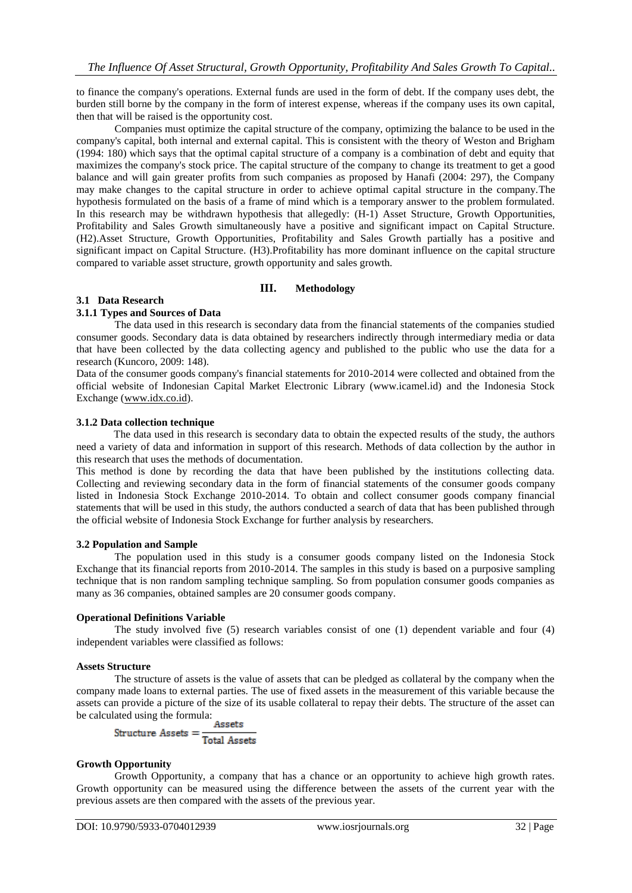to finance the company's operations. External funds are used in the form of debt. If the company uses debt, the burden still borne by the company in the form of interest expense, whereas if the company uses its own capital, then that will be raised is the opportunity cost.

Companies must optimize the capital structure of the company, optimizing the balance to be used in the company's capital, both internal and external capital. This is consistent with the theory of Weston and Brigham (1994: 180) which says that the optimal capital structure of a company is a combination of debt and equity that maximizes the company's stock price. The capital structure of the company to change its treatment to get a good balance and will gain greater profits from such companies as proposed by Hanafi (2004: 297), the Company may make changes to the capital structure in order to achieve optimal capital structure in the company.The hypothesis formulated on the basis of a frame of mind which is a temporary answer to the problem formulated. In this research may be withdrawn hypothesis that allegedly: (H-1) Asset Structure, Growth Opportunities, Profitability and Sales Growth simultaneously have a positive and significant impact on Capital Structure. (H2).Asset Structure, Growth Opportunities, Profitability and Sales Growth partially has a positive and significant impact on Capital Structure. (H3).Profitability has more dominant influence on the capital structure compared to variable asset structure, growth opportunity and sales growth.

## III. Methodology

### 3.1 Data Research

#### 3.1.1 Types and Sources of Data

The data used in this research is secondary data from the financial statements of the companies studied consumer goods. Secondary data is data obtained by researchers indirectly through intermediary media or data that have been collected by the data collecting agency and published to the public who use the data for a research (Kuncoro, 2009: 148).

Data of the consumer goods company's financial statements for 2010-2014 were collected and obtained from the official website of Indonesian Capital Market Electronic Library (www.icamel.id) and the Indonesia Stock Exchange (www.idx.co.id).

#### 3.1.2 Data collection technique

The data used in this research is secondary data to obtain the expected results of the study, the authors need a variety of data and information in support of this research. Methods of data collection by the author in this research that uses the methods of documentation.

This method is done by recording the data that have been published by the institutions collecting data. Collecting and reviewing secondary data in the form of financial statements of the consumer goods company listed in Indonesia Stock Exchange 2010-2014. To obtain and collect consumer goods company financial statements that will be used in this study, the authors conducted a search of data that has been published through the official website of Indonesia Stock Exchange for further analysis by researchers.

### 3.2 Population and Sample

The population used in this study is a consumer goods company listed on the Indonesia Stock Exchange that its financial reports from 2010-2014. The samples in this study is based on a purposive sampling technique that is non random sampling technique sampling. So from population consumer goods companies as many as 36 companies, obtained samples are 20 consumer goods company.

**Operational Definitions Variable**

The study involved five (5) research variables consist of one (1) dependent variable and four (4) independent variables were classified as follows:

**Assets Structure**

The structure of assets is the value of assets that can be pledged as collateral by the company when the company made loans to external parties. The use of fixed assets in the measurement of this variable because the assets can provide a picture of the size of its usable collateral to repay their debts. The structure of the asset can be calculated using the formula:

$$\text{Structure Assets} = \frac{\text{Assets}}{\text{Total Assets}}$$

**Growth Opportunity**

Growth Opportunity, a company that has a chance or an opportunity to achieve high growth rates. Growth opportunity can be measured using the difference between the assets of the current year with the previous assets are then compared with the assets of the previous year.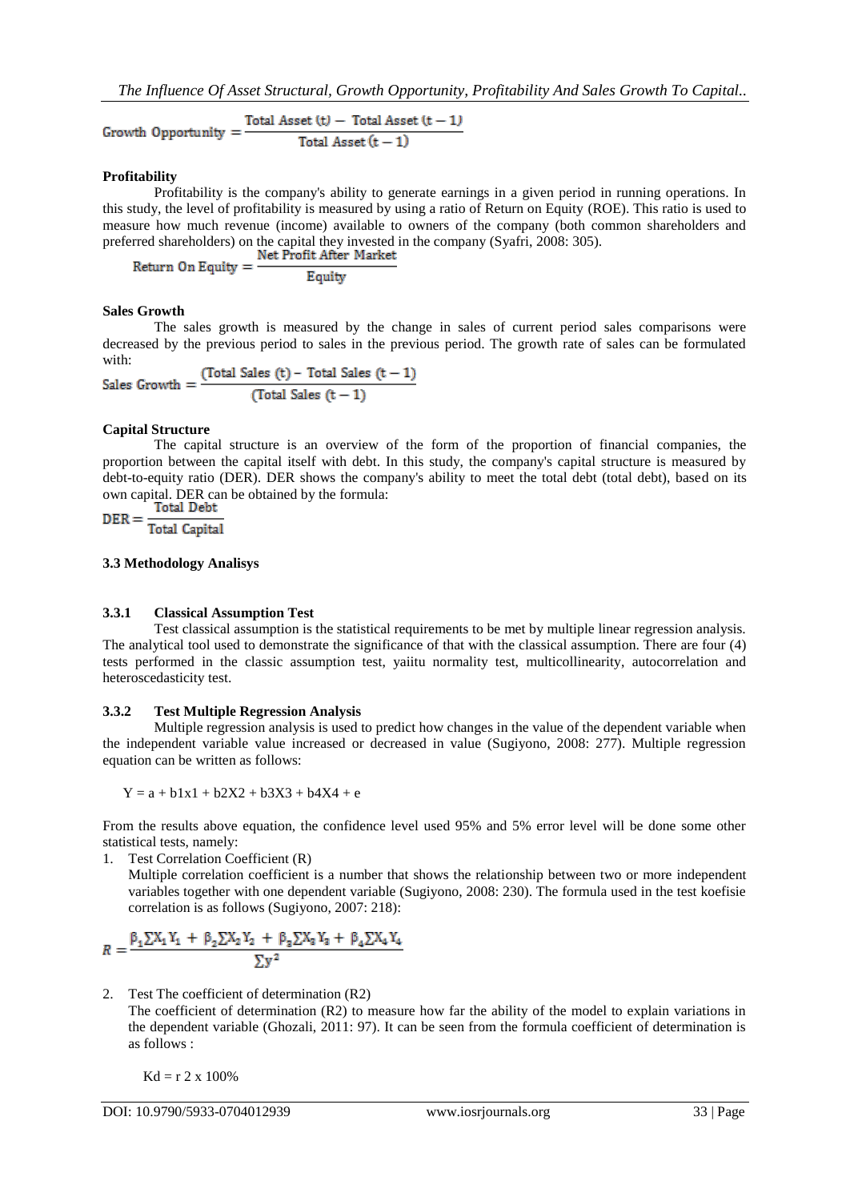$$Growth\ Opportunity = \frac{Total\ Asset\ (t) - Total\ Asset\ (t-1)}{Total\ Asset\ (t-1)}$$

**Profitability**

Profitability is the company's ability to generate earnings in a given period in running operations. In this study, the level of profitability is measured by using a ratio of Return on Equity (ROE). This ratio is used to measure how much revenue (income) available to owners of the company (both common shareholders and preferred shareholders) on the capital they invested in the company (Syafri, 2008: 305).

$$Return\ On\ Equity = \frac{Net\ Profit\ After\ Market}{Equity}$$

**Sales Growth**

The sales growth is measured by the change in sales of current period sales comparisons were decreased by the previous period to sales in the previous period. The growth rate of sales can be formulated with:

$$Sales\ Growth = \frac{(Total\ Sales\ (t) - Total\ Sales\ (t-1)}{(Total\ Sales\ (t-1)}$$

**Capital Structure**

The capital structure is an overview of the form of the proportion of financial companies, the proportion between the capital itself with debt. In this study, the company's capital structure is measured by debt-to-equity ratio (DER). DER shows the company's ability to meet the total debt (total debt), based on its own capital. DER can be obtained by the formula:

$$DER = \frac{Total\ Debt}{Total\ Capital}$$

**3.3 Methodology Analisys**

**3.3.1 Classical Assumption Test**

Test classical assumption is the statistical requirements to be met by multiple linear regression analysis. The analytical tool used to demonstrate the significance of that with the classical assumption. There are four (4) tests performed in the classic assumption test, yaiitu normality test, multicollinearity, autocorrelation and heteroscedasticity test.

**3.3.2 Test Multiple Regression Analysis**

Multiple regression analysis is used to predict how changes in the value of the dependent variable when the independent variable value increased or decreased in value (Sugiyono, 2008: 277). Multiple regression equation can be written as follows:

$$Y = a + b1x1 + b2X2 + b3X3 + b4X4 + e$$

From the results above equation, the confidence level used 95% and 5% error level will be done some other statistical tests, namely:

1. Test Correlation Coefficient (R)

   Multiple correlation coefficient is a number that shows the relationship between two or more independent variables together with one dependent variable (Sugiyono, 2008: 230). The formula used in the test koefisie correlation is as follows (Sugiyono, 2007: 218):

$$R = \frac{\beta_1 \sum X_1 Y_1 + \beta_2 \sum X_2 Y_2 + \beta_3 \sum X_3 Y_3 + \beta_4 \sum X_4 Y_4}{\sum y^2}$$

2. Test The coefficient of determination (R2)

   The coefficient of determination (R2) to measure how far the ability of the model to explain variations in the dependent variable (Ghozali, 2011: 97). It can be seen from the formula coefficient of determination is as follows :

   $Kd = r^2 \times 100\%$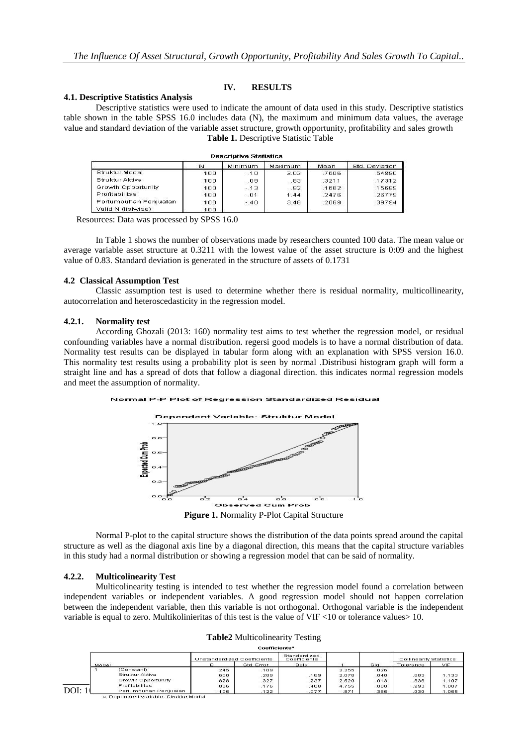# IV. RESULTS

### 4.1. Descriptive Statistics Analysis

Descriptive statistics were used to indicate the amount of data used in this study. Descriptive statistics table shown in the table SPSS 16.0 includes data (N), the maximum and minimum data values, the average value and standard deviation of the variable asset structure, growth opportunity, profitability and sales growth

**Table 1.** Descriptive Statistic Table

**Descriptive Statistics**

| | N | Minimum | Maximum | Mean | Std. Deviation |
|---|---|---|---|---|---|
| Struktur Modal | 100 | .10 | 3.03 | .7606 | .54890 |
| Struktur Aktiva | 100 | .09 | .83 | .3211 | .17312 |
| Growth Opportunity | 100 | -.13 | .82 | .1662 | .15689 |
| Profitabilitas | 100 | .01 | 1.44 | .2476 | .26779 |
| Pertumbuhan Penjualan | 100 | -.40 | 3.48 | .2069 | .39794 |
| Valid N (listwise) | 100 | | | | |

Resources: Data was processed by SPSS 16.0

In Table 1 shows the number of observations made by researchers counted 100 data. The mean value or average variable asset structure at 0.3211 with the lowest value of the asset structure is 0:09 and the highest value of 0.83. Standard deviation is generated in the structure of assets of 0.1731

### 4.2 Classical Assumption Test

Classic assumption test is used to determine whether there is residual normality, multicollinearity, autocorrelation and heteroscedasticity in the regression model.

#### 4.2.1. Normality test

According Ghozali (2013: 160) normality test aims to test whether the regression model, or residual confounding variables have a normal distribution. regersi good models is to have a normal distribution of data. Normality test results can be displayed in tabular form along with an explanation with SPSS version 16.0. This normality test results using a probability plot is seen by normal .Distribusi histogram graph will form a straight line and has a spread of dots that follow a diagonal direction. this indicates normal regression models and meet the assumption of normality.

Normal P-P Plot of Regression Standardized Residual

Dependent Variable: Struktur Modal

Expected Cum Prob

1.0
0.8
0.6
0.4
0.2
0.0

0.0 0.2 0.4 0.6 0.8 1.0

Observed Cum Prob

**Figure 1.** Normality P-Plot Capital Structure

Normal P-plot to the capital structure shows the distribution of the data points spread around the capital structure as well as the diagonal axis line by a diagonal direction, this means that the capital structure variables in this study had a normal distribution or showing a regression model that can be said of normality.

#### 4.2.2. Multicolinearity Test

Multicolinearity testing is intended to test whether the regression model found a correlation between independent variables or independent variables. A good regression model should not happen correlation between the independent variable, then this variable is not orthogonal. Orthogonal variable is the independent variable is equal to zero. Multikolinieritas of this test is the value of VIF <10 or tolerance values> 10.

**Table2** Multicolinearity Testing

**Coefficients**[a]

| Model | | Unstandardized Coefficients | | Standardized Coefficients | t | Sig. | Collinearity Statistics | |
|---|---|---|---|---|---|---|---|---|
| | | B | Std. Error | Beta | | | Tolerance | VIF |
| 1 | (Constant) | .246 | .109 | | 2.255 | .026 | | |
| | Struktur Aktiva | .600 | .289 | .169 | 2.078 | .040 | .883 | 1.133 |
| | Growth Opportunity | .828 | .327 | .237 | 2.529 | .013 | .836 | 1.197 |
| | Profitabilitas | .836 | .176 | .408 | 4.755 | .000 | .993 | 1.007 |
| | Pertumbuhan Penjualan | -.106 | .122 | -.077 | -.871 | .386 | .939 | 1.065 |

a. Dependent Variable: Struktur Modal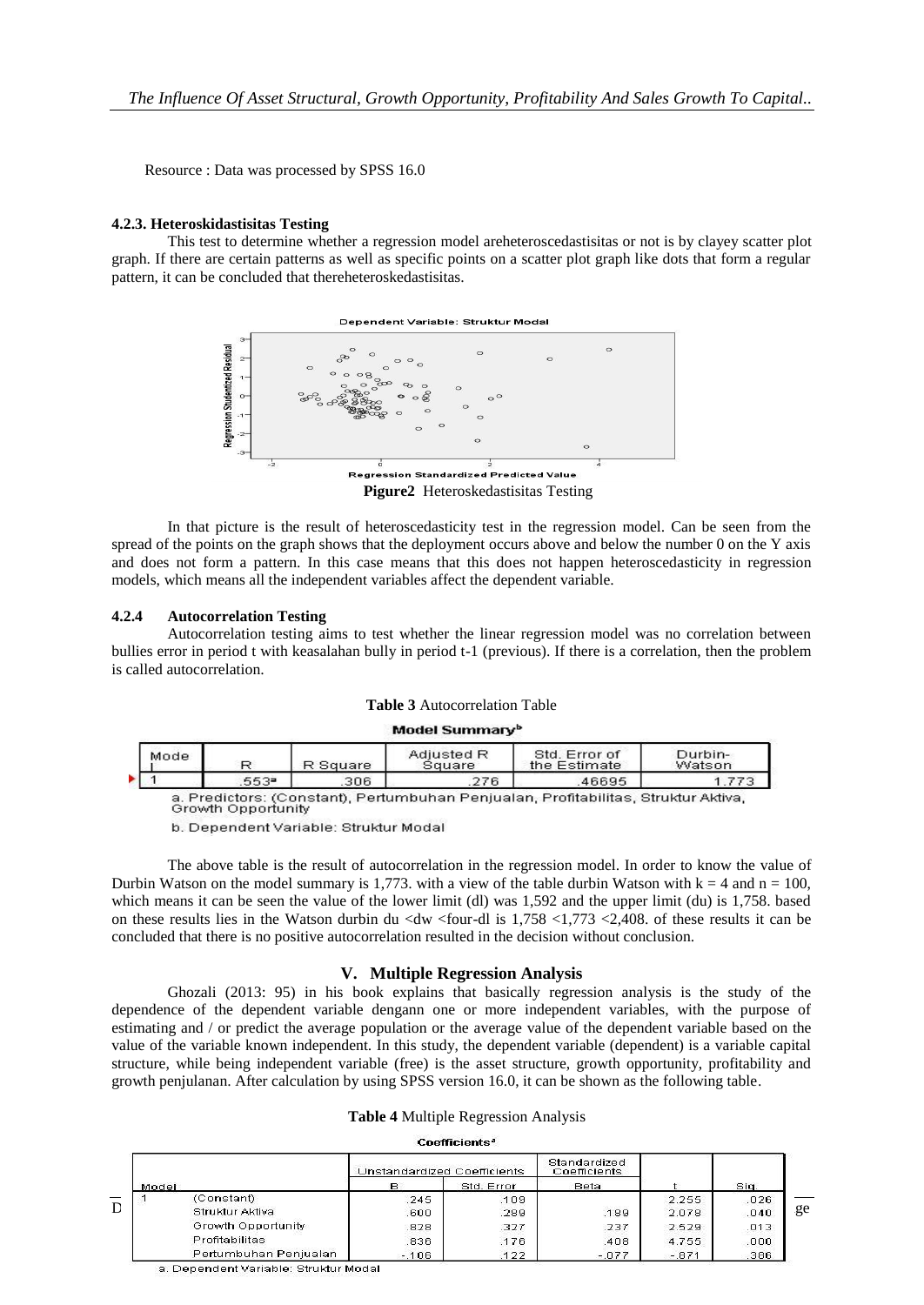Resource : Data was processed by SPSS 16.0

### 4.2.3. Heteroskidastisitas Testing

This test to determine whether a regression model areheteroscedastisitas or not is by clayey scatter plot graph. If there are certain patterns as well as specific points on a scatter plot graph like dots that form a regular pattern, it can be concluded that thereheteroskedastisitas.

Dependent Variable: Struktur Modal

Regression Studentized Residual

3
2
1
0
-1
-2
-3

-2
0
2
4

Regression Standardized Predicted Value

**Figure2** Heteroskedastisitas Testing

In that picture is the result of heteroscedasticity test in the regression model. Can be seen from the spread of the points on the graph shows that the deployment occurs above and below the number 0 on the Y axis and does not form a pattern. In this case means that this does not happen heteroscedasticity in regression models, which means all the independent variables affect the dependent variable.

### 4.2.4 Autocorrelation Testing

Autocorrelation testing aims to test whether the linear regression model was no correlation between bullies error in period t with keasalahan bully in period t-1 (previous). If there is a correlation, then the problem is called autocorrelation.

**Table 3** Autocorrelation Table

**Model Summary**[b]

| Model | R | R Square | Adjusted R Square | Std. Error of the Estimate | Durbin-Watson |
|---|---|---|---|---|---|
| 1 | .553[a] | .306 | .276 | .46695 | 1.773 |

a. Predictors: (Constant), Pertumbuhan Penjualan, Profitabilitas, Struktur Aktiva, Growth Opportunity

b. Dependent Variable: Struktur Modal

The above table is the result of autocorrelation in the regression model. In order to know the value of Durbin Watson on the model summary is 1,773. with a view of the table durbin Watson with k = 4 and n = 100, which means it can be seen the value of the lower limit (dl) was 1,592 and the upper limit (du) is 1,758. based on these results lies in the Watson durbin du <dw <four-dl is 1,758 <1,773 <2,408. of these results it can be concluded that there is no positive autocorrelation resulted in the decision without conclusion.

## V. Multiple Regression Analysis

Ghozali (2013: 95) in his book explains that basically regression analysis is the study of the dependence of the dependent variable dengann one or more independent variables, with the purpose of estimating and / or predict the average population or the average value of the dependent variable based on the value of the variable known independent. In this study, the dependent variable (dependent) is a variable capital structure, while being independent variable (free) is the asset structure, growth opportunity, profitability and growth penjulanan. After calculation by using SPSS version 16.0, it can be shown as the following table.

**Table 4** Multiple Regression Analysis

**Coefficients**[a]

| Model | | Unstandardized Coefficients B | Unstandardized Coefficients Std. Error | Standardized Coefficients Beta | t | Sig. |
|---|---|---|---|---|---|---|
| 1 | (Constant) | .245 | .109 | | 2.255 | .026 |
| | Struktur Aktiva | .600 | .289 | .199 | 2.078 | .040 |
| | Growth Opportunity | .828 | .327 | .237 | 2.529 | .013 |
| | Profitabilitas | .836 | .176 | .408 | 4.755 | .000 |
| | Pertumbuhan Penjualan | -.106 | .122 | -.077 | -.871 | .386 |

a. Dependent Variable: Struktur Modal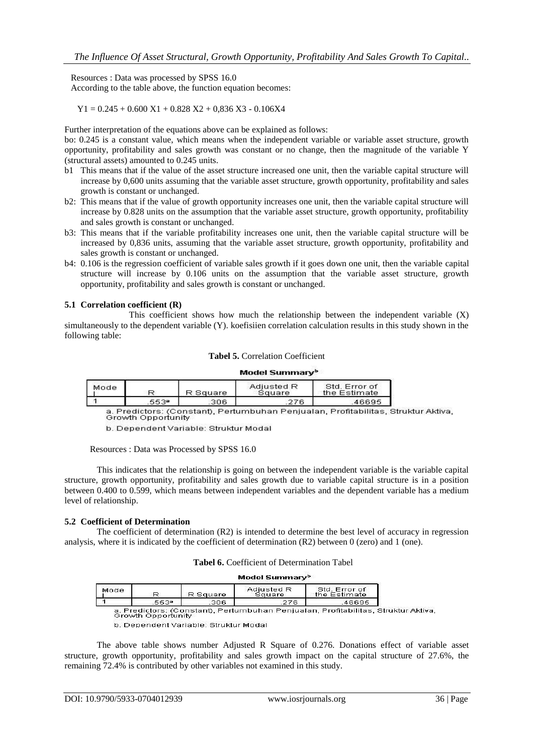Resources : Data was processed by SPSS 16.0

According to the table above, the function equation becomes:

$$Y1 = 0.245 + 0.600\ X1 + 0.828\ X2 + 0{,}836\ X3 - 0.106X4$$

Further interpretation of the equations above can be explained as follows:

bo: 0.245 is a constant value, which means when the independent variable or variable asset structure, growth opportunity, profitability and sales growth was constant or no change, then the magnitude of the variable Y (structural assets) amounted to 0.245 units.

- b1 This means that if the value of the asset structure increased one unit, then the variable capital structure will increase by 0,600 units assuming that the variable asset structure, growth opportunity, profitability and sales growth is constant or unchanged.
- b2: This means that if the value of growth opportunity increases one unit, then the variable capital structure will increase by 0.828 units on the assumption that the variable asset structure, growth opportunity, profitability and sales growth is constant or unchanged.
- b3: This means that if the variable profitability increases one unit, then the variable capital structure will be increased by 0,836 units, assuming that the variable asset structure, growth opportunity, profitability and sales growth is constant or unchanged.
- b4: 0.106 is the regression coefficient of variable sales growth if it goes down one unit, then the variable capital structure will increase by 0.106 units on the assumption that the variable asset structure, growth opportunity, profitability and sales growth is constant or unchanged.

### 5.1 Correlation coefficient (R)

This coefficient shows how much the relationship between the independent variable (X) simultaneously to the dependent variable (Y). koefisiien correlation calculation results in this study shown in the following table:

**Tabel 5.** Correlation Coefficient

**Model Summary[b]**

| Model | R | R Square | Adjusted R Square | Std. Error of the Estimate |
|---|---|---|---|---|
| 1 | .553[a] | .306 | .276 | .46695 |

a. Predictors: (Constant), Pertumbuhan Penjualan, Profitabilitas, Struktur Aktiva, Growth Opportunity

b. Dependent Variable: Struktur Modal

Resources : Data was Processed by SPSS 16.0

This indicates that the relationship is going on between the independent variable is the variable capital structure, growth opportunity, profitability and sales growth due to variable capital structure is in a position between 0.400 to 0.599, which means between independent variables and the dependent variable has a medium level of relationship.

### 5.2 Coefficient of Determination

The coefficient of determination (R2) is intended to determine the best level of accuracy in regression analysis, where it is indicated by the coefficient of determination (R2) between 0 (zero) and 1 (one).

**Tabel 6.** Coefficient of Determination Tabel

**Model Summary[b]**

| Model | R | R Square | Adjusted R Square | Std. Error of the Estimate |
|---|---|---|---|---|
| 1 | .553[a] | .306 | .276 | .46695 |

a. Predictors: (Constant), Pertumbuhan Penjualan, Profitabilitas, Struktur Aktiva, Growth Opportunity

b. Dependent Variable: Struktur Modal

The above table shows number Adjusted R Square of 0.276. Donations effect of variable asset structure, growth opportunity, profitability and sales growth impact on the capital structure of 27.6%, the remaining 72.4% is contributed by other variables not examined in this study.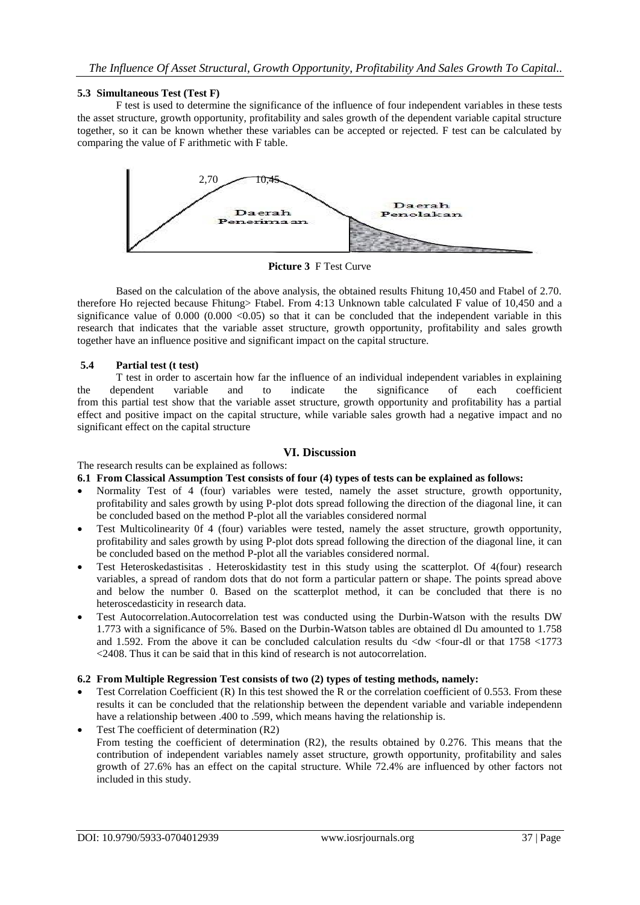### 5.3 Simultaneous Test (Test F)

F test is used to determine the significance of the influence of four independent variables in these tests the asset structure, growth opportunity, profitability and sales growth of the dependent variable capital structure together, so it can be known whether these variables can be accepted or rejected. F test can be calculated by comparing the value of F arithmetic with F table.

**Picture 3** F Test Curve

Based on the calculation of the above analysis, the obtained results Fhitung 10,450 and Ftabel of 2.70. therefore Ho rejected because Fhitung> Ftabel. From 4:13 Unknown table calculated F value of 10,450 and a significance value of 0.000 (0.000 <0.05) so that it can be concluded that the independent variable in this research that indicates that the variable asset structure, growth opportunity, profitability and sales growth together have an influence positive and significant impact on the capital structure.

### 5.4 Partial test (t test)

T test in order to ascertain how far the influence of an individual independent variables in explaining the dependent variable and to indicate the significance of each coefficient from this partial test show that the variable asset structure, growth opportunity and profitability has a partial effect and positive impact on the capital structure, while variable sales growth had a negative impact and no significant effect on the capital structure

## VI. Discussion

The research results can be explained as follows:

**6.1 From Classical Assumption Test consists of four (4) types of tests can be explained as follows:**

- Normality Test of 4 (four) variables were tested, namely the asset structure, growth opportunity, profitability and sales growth by using P-plot dots spread following the direction of the diagonal line, it can be concluded based on the method P-plot all the variables considered normal
- Test Multicolinearity 0f 4 (four) variables were tested, namely the asset structure, growth opportunity, profitability and sales growth by using P-plot dots spread following the direction of the diagonal line, it can be concluded based on the method P-plot all the variables considered normal.
- Test Heteroskedastisitas . Heteroskidastity test in this study using the scatterplot. Of 4(four) research variables, a spread of random dots that do not form a particular pattern or shape. The points spread above and below the number 0. Based on the scatterplot method, it can be concluded that there is no heteroscedasticity in research data.
- Test Autocorrelation.Autocorrelation test was conducted using the Durbin-Watson with the results DW 1.773 with a significance of 5%. Based on the Durbin-Watson tables are obtained dl Du amounted to 1.758 and 1.592. From the above it can be concluded calculation results du <dw <four-dl or that 1758 <1773 <2408. Thus it can be said that in this kind of research is not autocorrelation.

**6.2 From Multiple Regression Test consists of two (2) types of testing methods, namely:**

- Test Correlation Coefficient (R) In this test showed the R or the correlation coefficient of 0.553. From these results it can be concluded that the relationship between the dependent variable and variable independenn have a relationship between .400 to .599, which means having the relationship is.
- Test The coefficient of determination (R2)
  From testing the coefficient of determination (R2), the results obtained by 0.276. This means that the contribution of independent variables namely asset structure, growth opportunity, profitability and sales growth of 27.6% has an effect on the capital structure. While 72.4% are influenced by other factors not included in this study.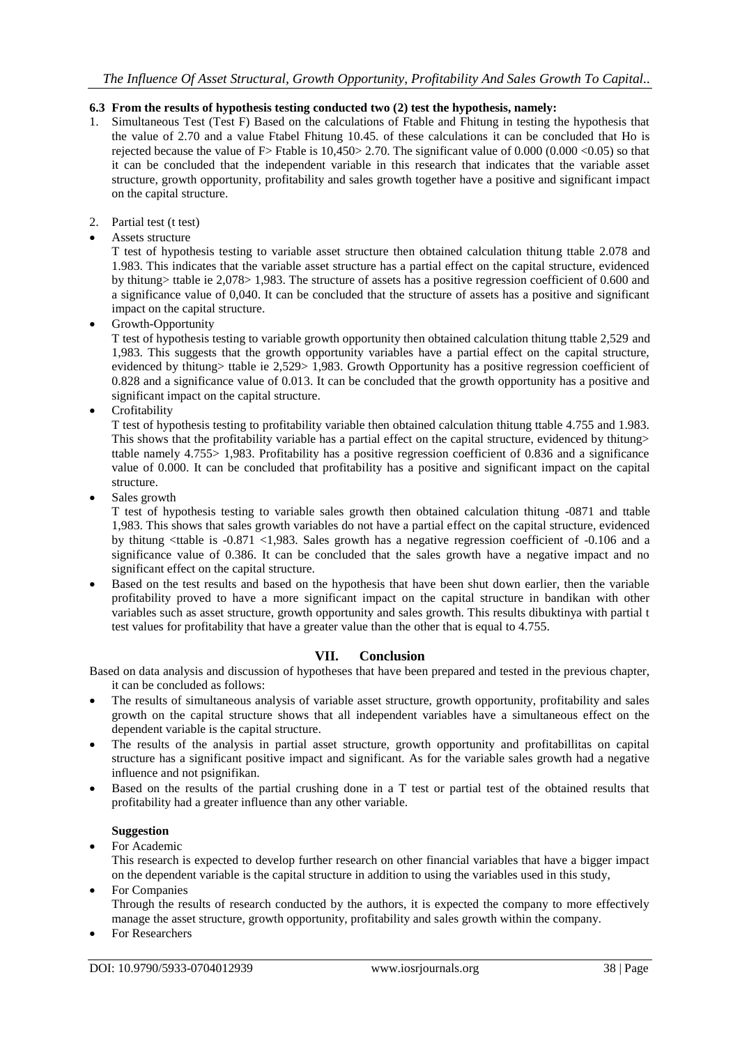### 6.3 From the results of hypothesis testing conducted two (2) test the hypothesis, namely:

1. Simultaneous Test (Test F) Based on the calculations of Ftable and Fhitung in testing the hypothesis that the value of 2.70 and a value Ftabel Fhitung 10.45. of these calculations it can be concluded that Ho is rejected because the value of F> Ftable is 10,450> 2.70. The significant value of 0.000 (0.000 <0.05) so that it can be concluded that the independent variable in this research that indicates that the variable asset structure, growth opportunity, profitability and sales growth together have a positive and significant impact on the capital structure.

2. Partial test (t test)

- Assets structure

  T test of hypothesis testing to variable asset structure then obtained calculation thitung ttable 2.078 and 1.983. This indicates that the variable asset structure has a partial effect on the capital structure, evidenced by thitung> ttable ie 2,078> 1,983. The structure of assets has a positive regression coefficient of 0.600 and a significance value of 0,040. It can be concluded that the structure of assets has a positive and significant impact on the capital structure.

- Growth-Opportunity

  T test of hypothesis testing to variable growth opportunity then obtained calculation thitung ttable 2,529 and 1,983. This suggests that the growth opportunity variables have a partial effect on the capital structure, evidenced by thitung> ttable ie 2,529> 1,983. Growth Opportunity has a positive regression coefficient of 0.828 and a significance value of 0.013. It can be concluded that the growth opportunity has a positive and significant impact on the capital structure.

- Crofitability

  T test of hypothesis testing to profitability variable then obtained calculation thitung ttable 4.755 and 1.983. This shows that the profitability variable has a partial effect on the capital structure, evidenced by thitung> ttable namely 4.755> 1,983. Profitability has a positive regression coefficient of 0.836 and a significance value of 0.000. It can be concluded that profitability has a positive and significant impact on the capital structure.

- Sales growth

  T test of hypothesis testing to variable sales growth then obtained calculation thitung -0871 and ttable 1,983. This shows that sales growth variables do not have a partial effect on the capital structure, evidenced by thitung <ttable is -0.871 <1,983. Sales growth has a negative regression coefficient of -0.106 and a significance value of 0.386. It can be concluded that the sales growth have a negative impact and no significant effect on the capital structure.

- Based on the test results and based on the hypothesis that have been shut down earlier, then the variable profitability proved to have a more significant impact on the capital structure in bandikan with other variables such as asset structure, growth opportunity and sales growth. This results dibuktinya with partial t test values for profitability that have a greater value than the other that is equal to 4.755.

## VII. Conclusion

Based on data analysis and discussion of hypotheses that have been prepared and tested in the previous chapter, it can be concluded as follows:

- The results of simultaneous analysis of variable asset structure, growth opportunity, profitability and sales growth on the capital structure shows that all independent variables have a simultaneous effect on the dependent variable is the capital structure.
- The results of the analysis in partial asset structure, growth opportunity and profitabillitas on capital structure has a significant positive impact and significant. As for the variable sales growth had a negative influence and not psignifikan.
- Based on the results of the partial crushing done in a T test or partial test of the obtained results that profitability had a greater influence than any other variable.

### Suggestion

- For Academic

  This research is expected to develop further research on other financial variables that have a bigger impact on the dependent variable is the capital structure in addition to using the variables used in this study,

- For Companies

  Through the results of research conducted by the authors, it is expected the company to more effectively manage the asset structure, growth opportunity, profitability and sales growth within the company.

- For Researchers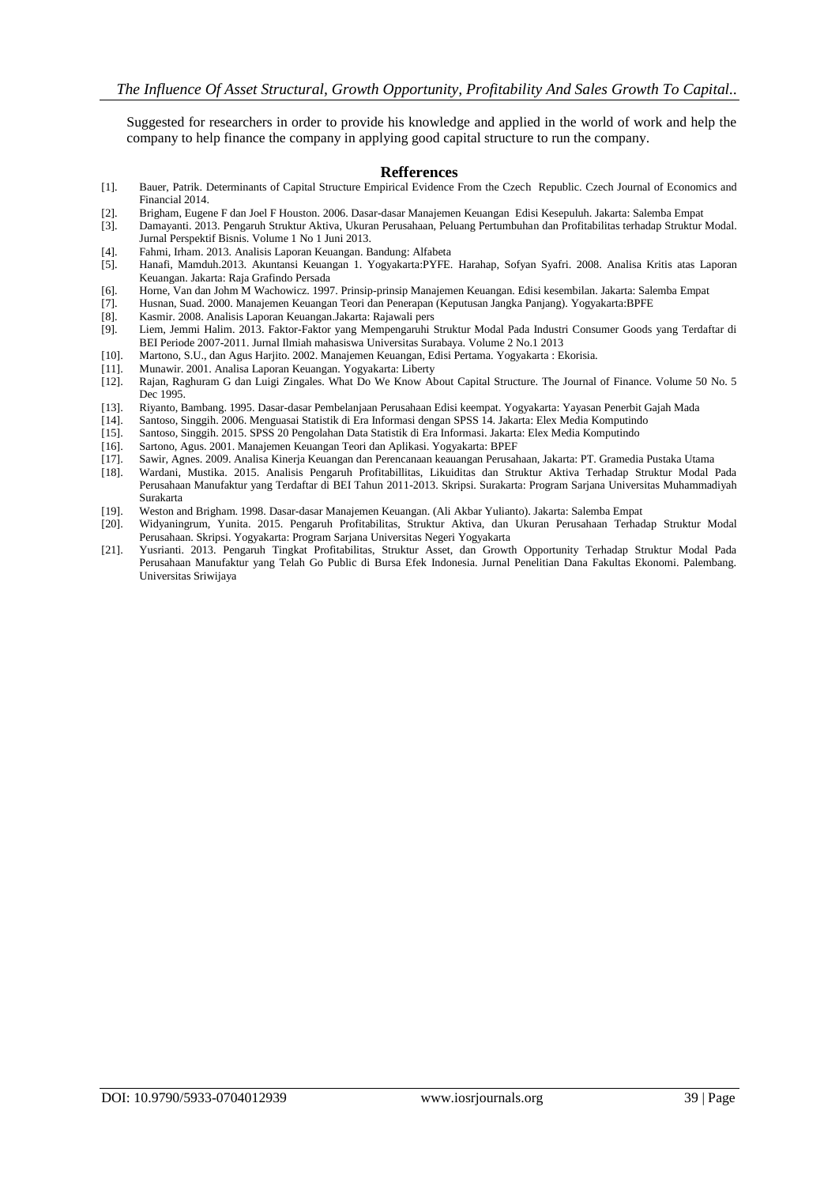Suggested for researchers in order to provide his knowledge and applied in the world of work and help the company to help finance the company in applying good capital structure to run the company.

## Refferences

[1]. Bauer, Patrik. Determinants of Capital Structure Empirical Evidence From the Czech Republic. Czech Journal of Economics and Financial 2014.
[2]. Brigham, Eugene F dan Joel F Houston. 2006. Dasar-dasar Manajemen Keuangan Edisi Kesepuluh. Jakarta: Salemba Empat
[3]. Damayanti. 2013. Pengaruh Struktur Aktiva, Ukuran Perusahaan, Peluang Pertumbuhan dan Profitabilitas terhadap Struktur Modal. Jurnal Perspektif Bisnis. Volume 1 No 1 Juni 2013.
[4]. Fahmi, Irham. 2013. Analisis Laporan Keuangan. Bandung: Alfabeta
[5]. Hanafi, Mamduh.2013. Akuntansi Keuangan 1. Yogyakarta:PYFE. Harahap, Sofyan Syafri. 2008. Analisa Kritis atas Laporan Keuangan. Jakarta: Raja Grafindo Persada
[6]. Horne, Van dan Johm M Wachowicz. 1997. Prinsip-prinsip Manajemen Keuangan. Edisi kesembilan. Jakarta: Salemba Empat
[7]. Husnan, Suad. 2000. Manajemen Keuangan Teori dan Penerapan (Keputusan Jangka Panjang). Yogyakarta:BPFE
[8]. Kasmir. 2008. Analisis Laporan Keuangan.Jakarta: Rajawali pers
[9]. Liem, Jemmi Halim. 2013. Faktor-Faktor yang Mempengaruhi Struktur Modal Pada Industri Consumer Goods yang Terdaftar di BEI Periode 2007-2011. Jurnal Ilmiah mahasiswa Universitas Surabaya. Volume 2 No.1 2013
[10]. Martono, S.U., dan Agus Harjito. 2002. Manajemen Keuangan, Edisi Pertama. Yogyakarta : Ekorisia.
[11]. Munawir. 2001. Analisa Laporan Keuangan. Yogyakarta: Liberty
[12]. Rajan, Raghuram G dan Luigi Zingales. What Do We Know About Capital Structure. The Journal of Finance. Volume 50 No. 5 Dec 1995.
[13]. Riyanto, Bambang. 1995. Dasar-dasar Pembelanjaan Perusahaan Edisi keempat. Yogyakarta: Yayasan Penerbit Gajah Mada
[14]. Santoso, Singgih. 2006. Menguasai Statistik di Era Informasi dengan SPSS 14. Jakarta: Elex Media Komputindo
[15]. Santoso, Singgih. 2015. SPSS 20 Pengolahan Data Statistik di Era Informasi. Jakarta: Elex Media Komputindo
[16]. Sartono, Agus. 2001. Manajemen Keuangan Teori dan Aplikasi. Yogyakarta: BPEF
[17]. Sawir, Agnes. 2009. Analisa Kinerja Keuangan dan Perencanaan keauangan Perusahaan, Jakarta: PT. Gramedia Pustaka Utama
[18]. Wardani, Mustika. 2015. Analisis Pengaruh Profitabillitas, Likuiditas dan Struktur Aktiva Terhadap Struktur Modal Pada Perusahaan Manufaktur yang Terdaftar di BEI Tahun 2011-2013. Skripsi. Surakarta: Program Sarjana Universitas Muhammadiyah Surakarta
[19]. Weston and Brigham. 1998. Dasar-dasar Manajemen Keuangan. (Ali Akbar Yulianto). Jakarta: Salemba Empat
[20]. Widyaningrum, Yunita. 2015. Pengaruh Profitabilitas, Struktur Aktiva, dan Ukuran Perusahaan Terhadap Struktur Modal Perusahaan. Skripsi. Yogyakarta: Program Sarjana Universitas Negeri Yogyakarta
[21]. Yusrianti. 2013. Pengaruh Tingkat Profitabilitas, Struktur Asset, dan Growth Opportunity Terhadap Struktur Modal Pada Perusahaan Manufaktur yang Telah Go Public di Bursa Efek Indonesia. Jurnal Penelitian Dana Fakultas Ekonomi. Palembang. Universitas Sriwijaya